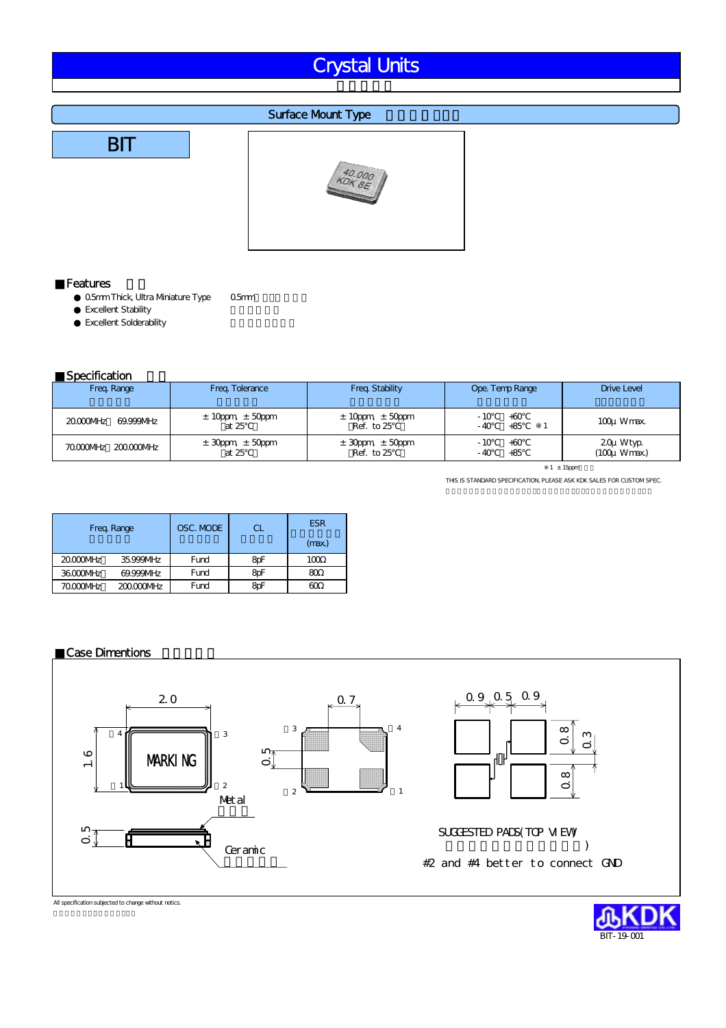# Crystal Units

## Surface Mount Type

## BIT

### ■Features

- 0.5mm Thick, Ultra Miniature Type　0.5mm
- Excellent Stability
- Excellent Solderability

### ■Specification

| Freq. Range | Freq. Tolerance | Freq. Stability | Ope. Temp Range | Drive Level |
|---|---|---|---|---|
| 20.000MHz 69.999MHz | ±10ppm, ±50ppm (at 25°C) | ±10ppm, ±50ppm (Ref. to 25°C) | -10°C +60°C<br>-40°C +85°C ※1 | 100μW max. |
| 70.000MHz 200.000MHz | ±30ppm, ±50ppm (at 25°C) | ±30ppm, ±50ppm (Ref. to 25°C) | -10°C +60°C<br>-40°C +85°C | 20μW typ. (100μW max.) |

※1 ±15ppm

THIS IS STANDARD SPECIFICATION, PLEASE ASK KDK SALES FOR CUSTOM SPEC.

| Freq. Range | OSC. MODE | CL | ESR (max.) |
|---|---|---|---|
| 20.000MHz 35.999MHz | Fund | 8pF | 100Ω |
| 36.000MHz 69.999MHz | Fund | 8pF | 80Ω |
| 70.000MHz 200.000MHz | Fund | 8pF | 60Ω |

### ■Case Dimentions

2.0　1.6　0.7　0.5　0.5　MARKING　Metal　Ceramic

0.9　0.5　0.9　0.8　0.3　0.8

SUGGESTED PADS(TOP VIEW)

#2 and #4 better to connect GND

All specification subjected to change without notice.

BIT-19-001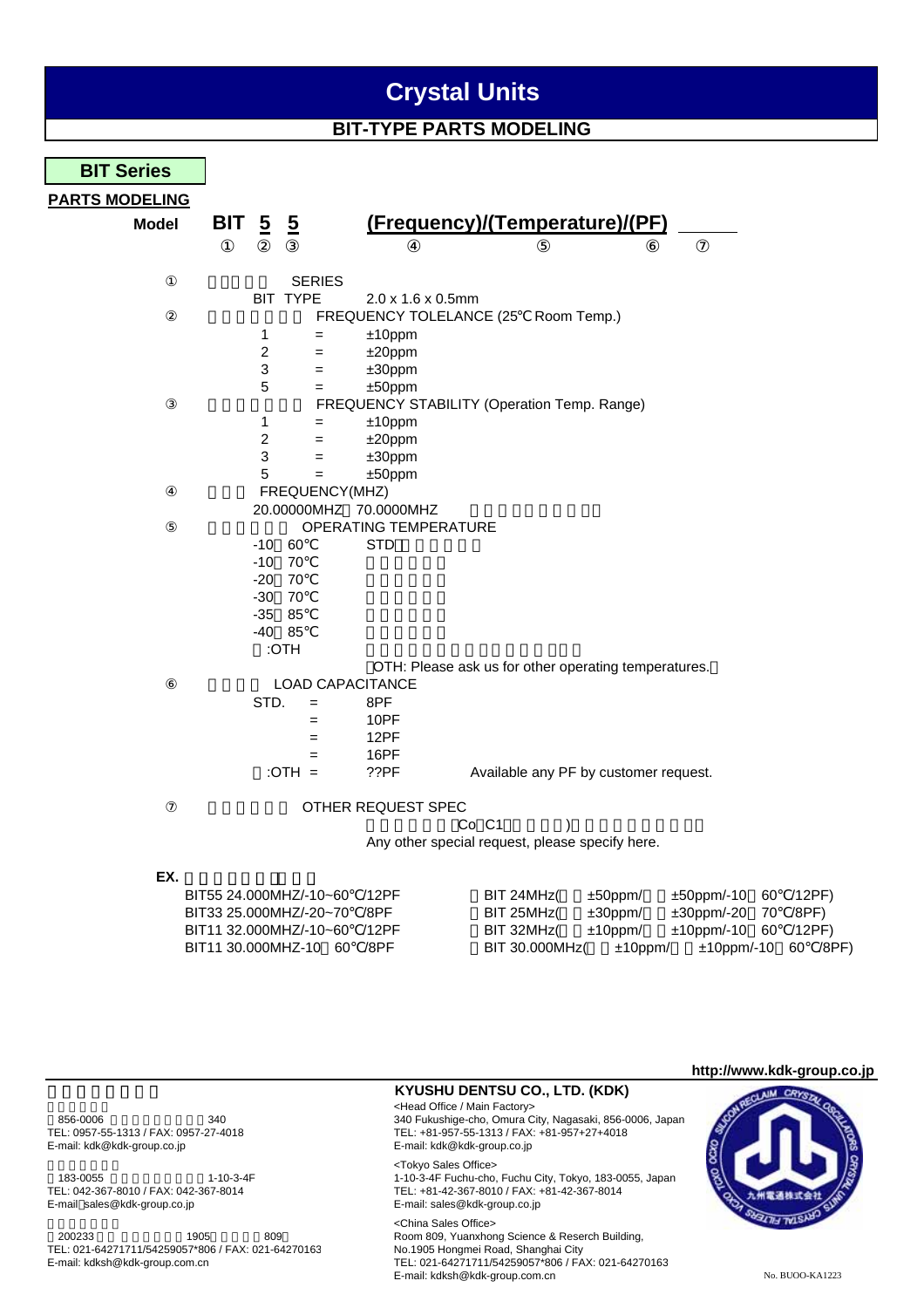# Crystal Units

## BIT-TYPE PARTS MODELING

### BIT Series

**PARTS MODELING**

**Model** **BIT** **5** **5** **(Frequency)/(Temperature)/(PF)**

① ② ③ ④ ⑤ ⑥ ⑦

① SERIES

BIT TYPE 2.0 x 1.6 x 0.5mm

② FREQUENCY TOLELANCE (25℃ Room Temp.)

| | | |
|---|---|---|
| 1 | = | ±10ppm |
| 2 | = | ±20ppm |
| 3 | = | ±30ppm |
| 5 | = | ±50ppm |

③ FREQUENCY STABILITY (Operation Temp. Range)

| | | |
|---|---|---|
| 1 | = | ±10ppm |
| 2 | = | ±20ppm |
| 3 | = | ±30ppm |
| 5 | = | ±50ppm |

④ FREQUENCY(MHZ)

20.00000MHZ 70.0000MHZ

⑤ OPERATING TEMPERATURE

| | |
|---|---|
| -10 60℃ | STD |
| -10 70℃ | |
| -20 70℃ | |
| -30 70℃ | |
| -35 85℃ | |
| -40 85℃ | |
| :OTH | |

OTH: Please ask us for other operating temperatures.

⑥ LOAD CAPACITANCE

| | | | |
|---|---|---|---|
| STD. | = | 8PF | |
| | = | 10PF | |
| | = | 12PF | |
| | = | 16PF | |
| :OTH | = | ??PF | Available any PF by customer request. |

⑦ OTHER REQUEST SPEC

Co C1 )

Any other special request, please specify here.

**EX.**

| | |
|---|---|
| BIT55 24.000MHZ/-10~60℃/12PF | BIT 24MHz( ±50ppm/ ±50ppm/-10 60℃/12PF) |
| BIT33 25.000MHZ/-20~70℃/8PF | BIT 25MHz( ±30ppm/ ±30ppm/-20 70℃/8PF) |
| BIT11 32.000MHZ/-10~60℃/12PF | BIT 32MHz( ±10ppm/ ±10ppm/-10 60℃/12PF) |
| BIT11 30.000MHZ-10 60℃/8PF | BIT 30.000MHz( ±10ppm/ ±10ppm/-10 60℃/8PF) |

http://www.kdk-group.co.jp

856-0006 340
TEL: 0957-55-1313 / FAX: 0957-27-4018
E-mail: kdk@kdk-group.co.jp

183-0055 1-10-3-4F
TEL: 042-367-8010 / FAX: 042-367-8014
E-mail sales@kdk-group.co.jp

200233 1905 809
TEL: 021-64271711/54259057*806 / FAX: 021-64270163
E-mail: kdksh@kdk-group.com.cn

**KYUSHU DENTSU CO., LTD. (KDK)**

<Head Office / Main Factory>
340 Fukushige-cho, Omura City, Nagasaki, 856-0006, Japan
TEL: +81-957-55-1313 / FAX: +81-957+27+4018
E-mail: kdk@kdk-group.co.jp

<Tokyo Sales Office>
1-10-3-4F Fuchu-cho, Fuchu City, Tokyo, 183-0055, Japan
TEL: +81-42-367-8010 / FAX: +81-42-367-8014
E-mail: sales@kdk-group.co.jp

<China Sales Office>
Room 809, Yuanxhong Science & Reserch Building,
No.1905 Hongmei Road, Shanghai City
TEL: 021-64271711/54259057*806 / FAX: 021-64270163
E-mail: kdksh@kdk-group.com.cn

No. BUOO-KA1223